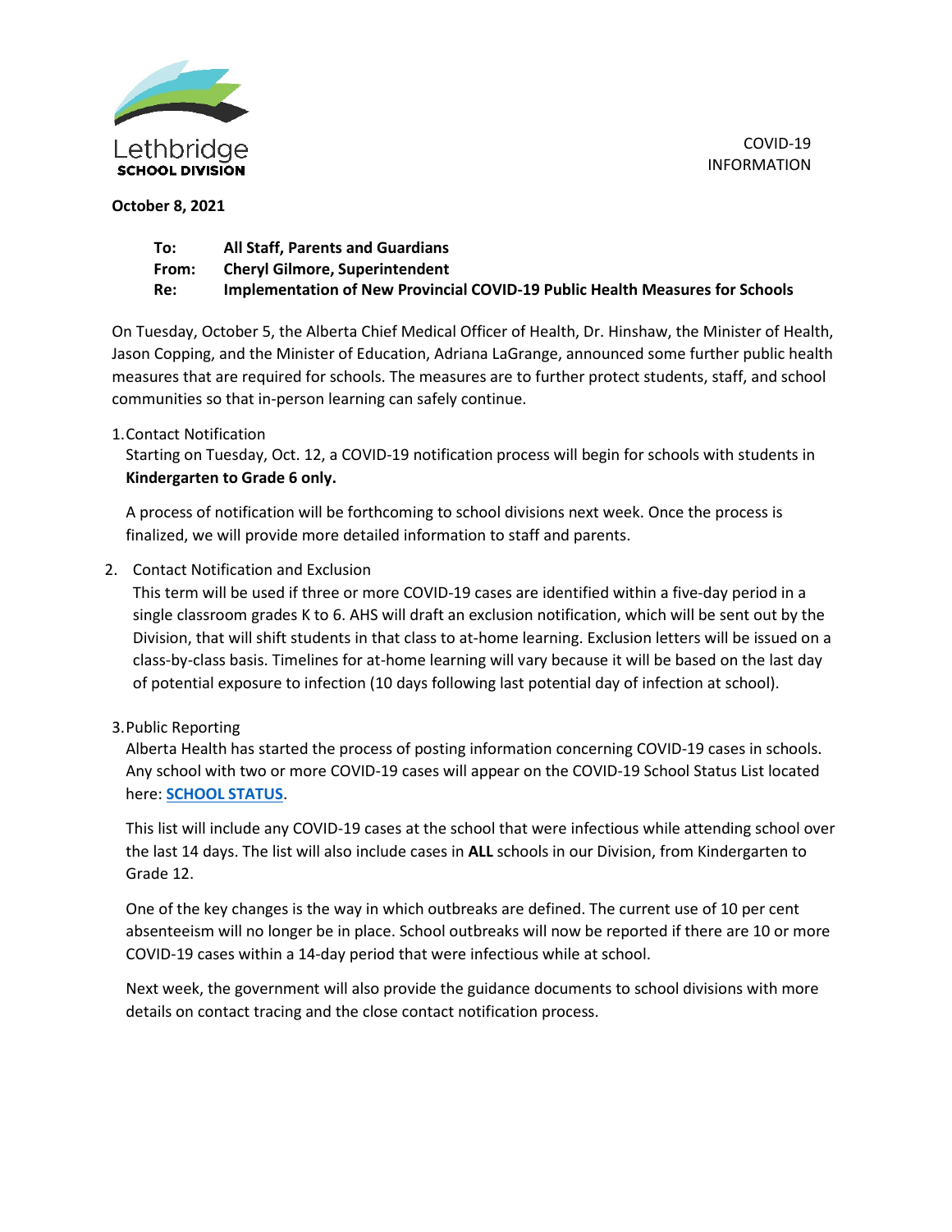Lethbridge
**SCHOOL DIVISION**

COVID-19
INFORMATION

**October 8, 2021**

**To:** **All Staff, Parents and Guardians**
**From:** **Cheryl Gilmore, Superintendent**
**Re:** **Implementation of New Provincial COVID-19 Public Health Measures for Schools**

On Tuesday, October 5, the Alberta Chief Medical Officer of Health, Dr. Hinshaw, the Minister of Health, Jason Copping, and the Minister of Education, Adriana LaGrange, announced some further public health measures that are required for schools. The measures are to further protect students, staff, and school communities so that in-person learning can safely continue.

1. Contact Notification

   Starting on Tuesday, Oct. 12, a COVID-19 notification process will begin for schools with students in **Kindergarten to Grade 6 only.**

   A process of notification will be forthcoming to school divisions next week. Once the process is finalized, we will provide more detailed information to staff and parents.

2. Contact Notification and Exclusion

   This term will be used if three or more COVID-19 cases are identified within a five-day period in a single classroom grades K to 6. AHS will draft an exclusion notification, which will be sent out by the Division, that will shift students in that class to at-home learning. Exclusion letters will be issued on a class-by-class basis. Timelines for at-home learning will vary because it will be based on the last day of potential exposure to infection (10 days following last potential day of infection at school).

3. Public Reporting

   Alberta Health has started the process of posting information concerning COVID-19 cases in schools. Any school with two or more COVID-19 cases will appear on the COVID-19 School Status List located here: **SCHOOL STATUS**.

   This list will include any COVID-19 cases at the school that were infectious while attending school over the last 14 days. The list will also include cases in **ALL** schools in our Division, from Kindergarten to Grade 12.

   One of the key changes is the way in which outbreaks are defined. The current use of 10 per cent absenteeism will no longer be in place. School outbreaks will now be reported if there are 10 or more COVID-19 cases within a 14-day period that were infectious while at school.

   Next week, the government will also provide the guidance documents to school divisions with more details on contact tracing and the close contact notification process.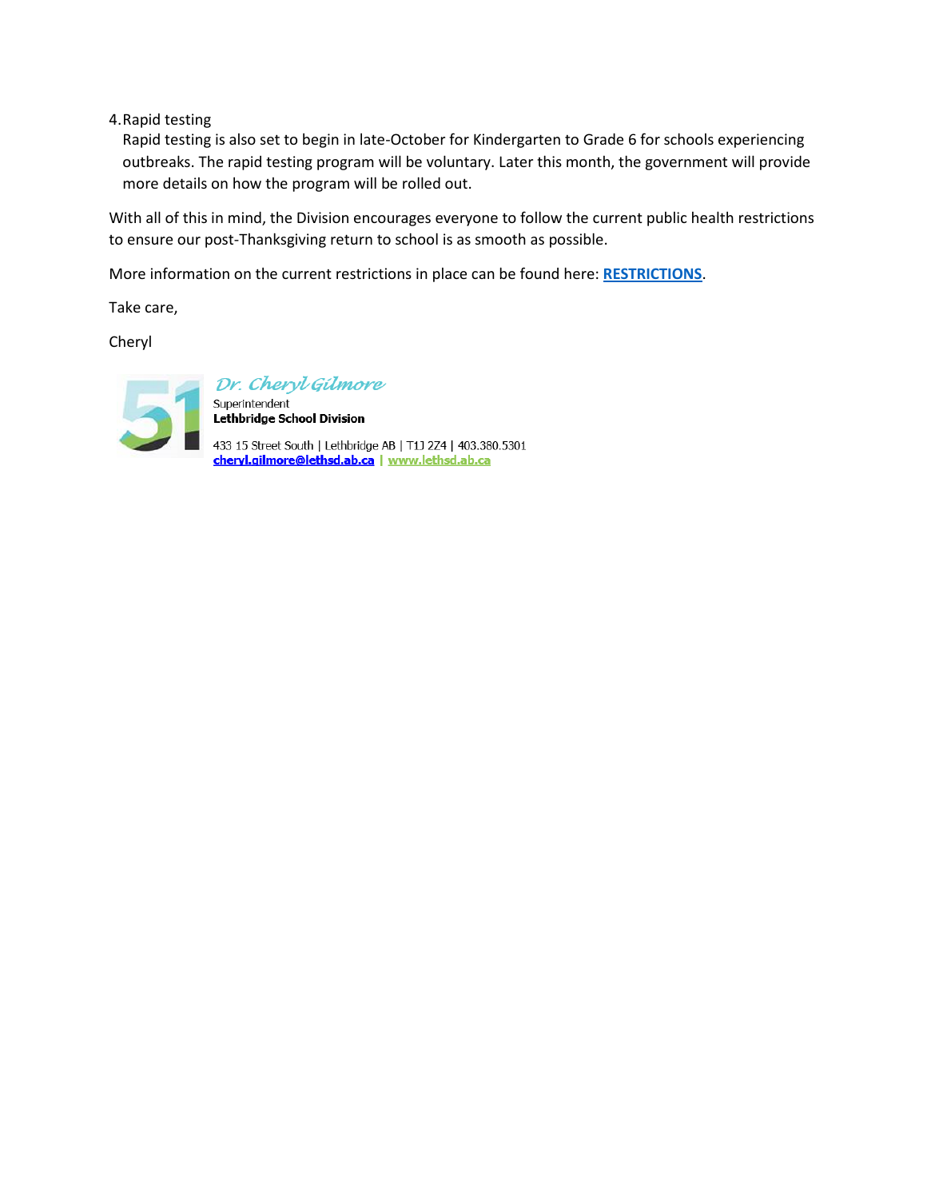4. Rapid testing

   Rapid testing is also set to begin in late-October for Kindergarten to Grade 6 for schools experiencing outbreaks. The rapid testing program will be voluntary. Later this month, the government will provide more details on how the program will be rolled out.

With all of this in mind, the Division encourages everyone to follow the current public health restrictions to ensure our post-Thanksgiving return to school is as smooth as possible.

More information on the current restrictions in place can be found here: **RESTRICTIONS**.

Take care,

Cheryl

*Dr. Cheryl Gilmore*
Superintendent
**Lethbridge School Division**

433 15 Street South | Lethbridge AB | T1J 2Z4 | 403.380.5301
**cheryl.gilmore@lethsd.ab.ca** | **www.lethsd.ab.ca**